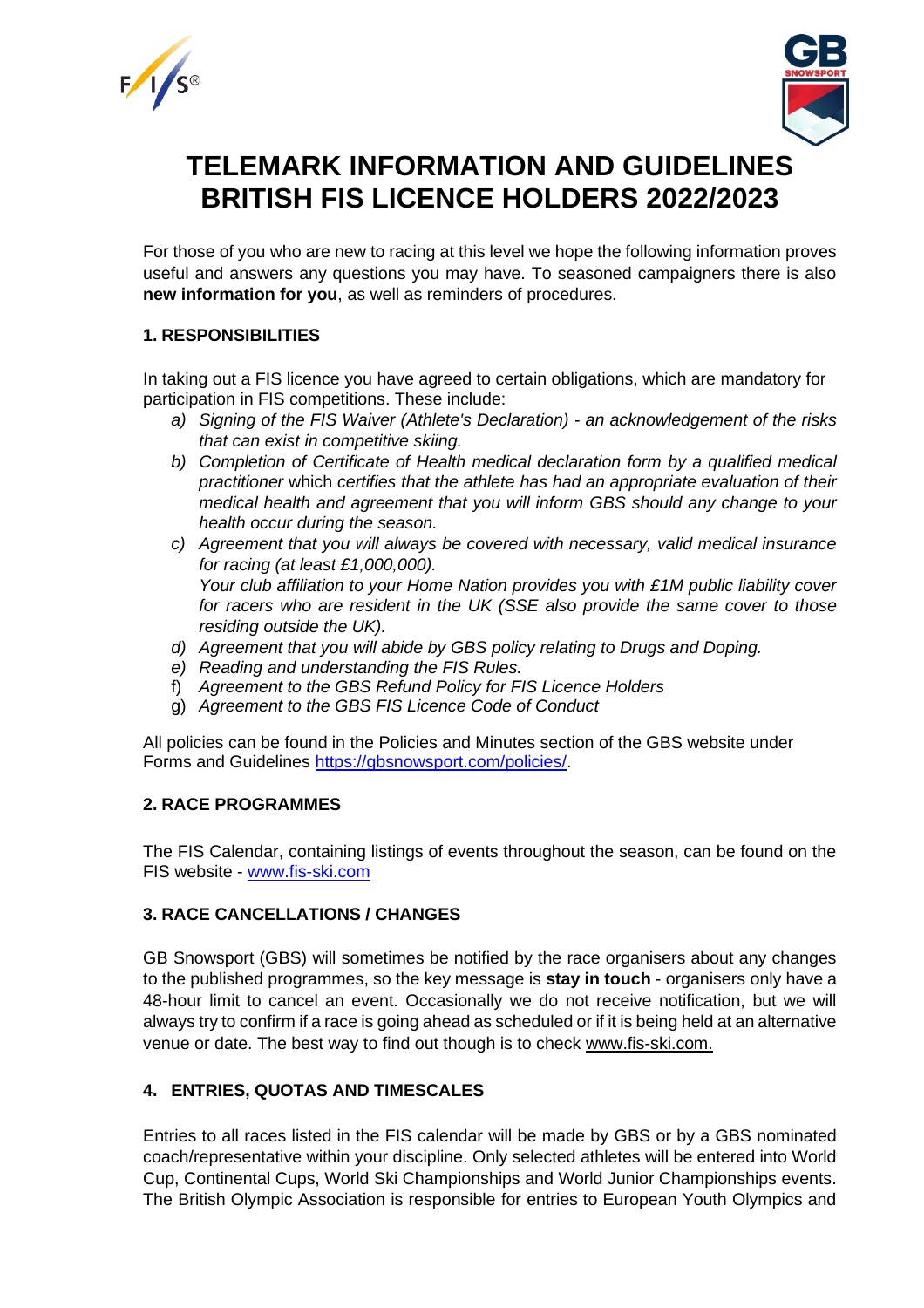# TELEMARK INFORMATION AND GUIDELINES BRITISH FIS LICENCE HOLDERS 2022/2023

For those of you who are new to racing at this level we hope the following information proves useful and answers any questions you may have. To seasoned campaigners there is also **new information for you**, as well as reminders of procedures.

## 1. RESPONSIBILITIES

In taking out a FIS licence you have agreed to certain obligations, which are mandatory for participation in FIS competitions. These include:

a) *Signing of the FIS Waiver (Athlete's Declaration) - an acknowledgement of the risks that can exist in competitive skiing.*
b) *Completion of Certificate of Health medical declaration form by a qualified medical practitioner* which *certifies that the athlete has had an appropriate evaluation of their medical health and agreement that you will inform GBS should any change to your health occur during the season.*
c) *Agreement that you will always be covered with necessary, valid medical insurance for racing (at least £1,000,000).*
   *Your club affiliation to your Home Nation provides you with £1M public liability cover for racers who are resident in the UK (SSE also provide the same cover to those residing outside the UK).*
d) *Agreement that you will abide by GBS policy relating to Drugs and Doping.*
e) *Reading and understanding the FIS Rules.*
f) *Agreement to the GBS Refund Policy for FIS Licence Holders*
g) *Agreement to the GBS FIS Licence Code of Conduct*

All policies can be found in the Policies and Minutes section of the GBS website under Forms and Guidelines https://gbsnowsport.com/policies/.

## 2. RACE PROGRAMMES

The FIS Calendar, containing listings of events throughout the season, can be found on the FIS website - www.fis-ski.com

## 3. RACE CANCELLATIONS / CHANGES

GB Snowsport (GBS) will sometimes be notified by the race organisers about any changes to the published programmes, so the key message is **stay in touch** - organisers only have a 48-hour limit to cancel an event. Occasionally we do not receive notification, but we will always try to confirm if a race is going ahead as scheduled or if it is being held at an alternative venue or date. The best way to find out though is to check www.fis-ski.com.

## 4. ENTRIES, QUOTAS AND TIMESCALES

Entries to all races listed in the FIS calendar will be made by GBS or by a GBS nominated coach/representative within your discipline. Only selected athletes will be entered into World Cup, Continental Cups, World Ski Championships and World Junior Championships events. The British Olympic Association is responsible for entries to European Youth Olympics and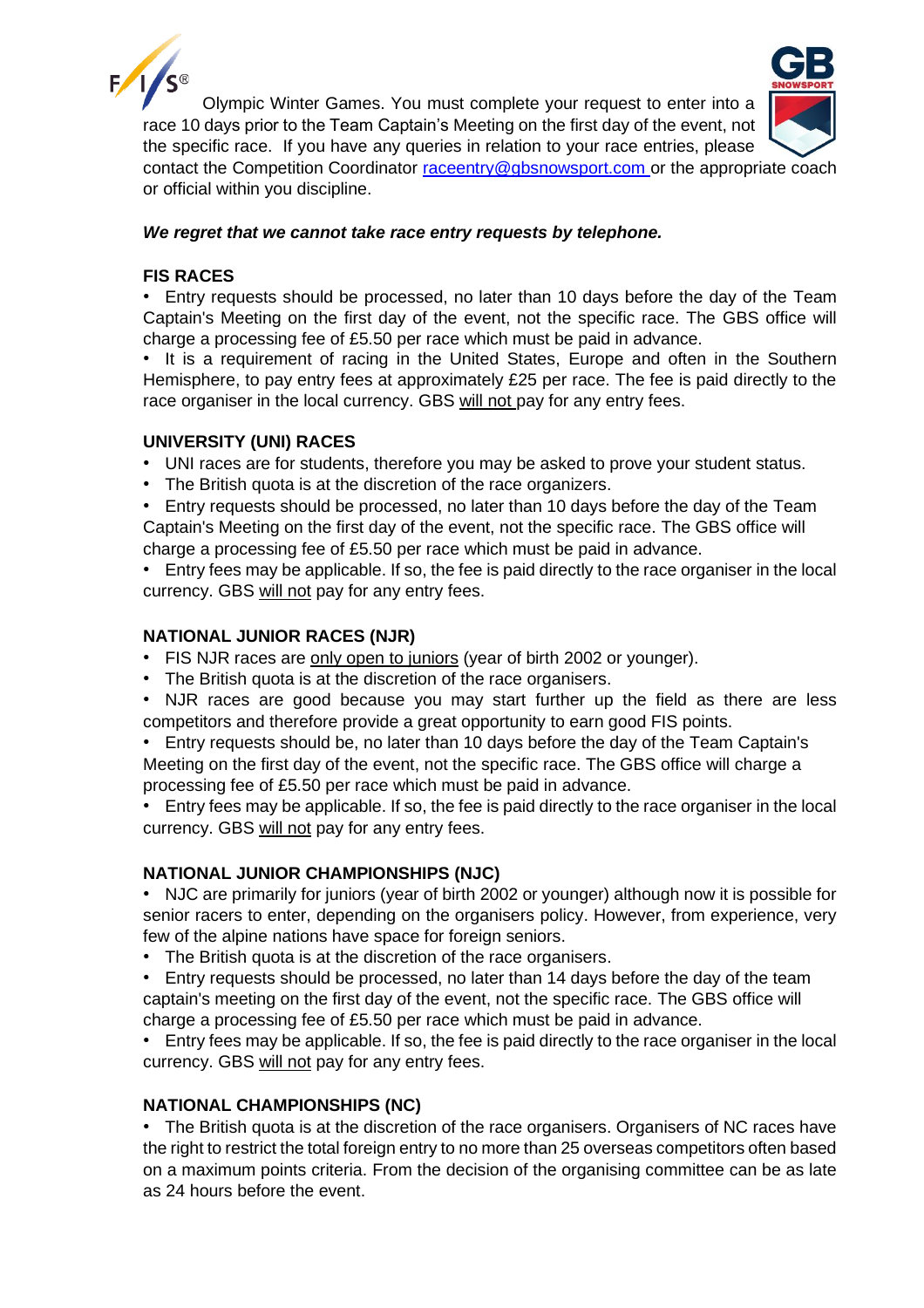Olympic Winter Games. You must complete your request to enter into a race 10 days prior to the Team Captain's Meeting on the first day of the event, not the specific race. If you have any queries in relation to your race entries, please contact the Competition Coordinator raceentry@gbsnowsport.com or the appropriate coach or official within you discipline.

***We regret that we cannot take race entry requests by telephone.***

**FIS RACES**

- Entry requests should be processed, no later than 10 days before the day of the Team Captain's Meeting on the first day of the event, not the specific race. The GBS office will charge a processing fee of £5.50 per race which must be paid in advance.
- It is a requirement of racing in the United States, Europe and often in the Southern Hemisphere, to pay entry fees at approximately £25 per race. The fee is paid directly to the race organiser in the local currency. GBS will not pay for any entry fees.

**UNIVERSITY (UNI) RACES**

- UNI races are for students, therefore you may be asked to prove your student status.
- The British quota is at the discretion of the race organizers.
- Entry requests should be processed, no later than 10 days before the day of the Team Captain's Meeting on the first day of the event, not the specific race. The GBS office will charge a processing fee of £5.50 per race which must be paid in advance.
- Entry fees may be applicable. If so, the fee is paid directly to the race organiser in the local currency. GBS will not pay for any entry fees.

**NATIONAL JUNIOR RACES (NJR)**

- FIS NJR races are only open to juniors (year of birth 2002 or younger).
- The British quota is at the discretion of the race organisers.
- NJR races are good because you may start further up the field as there are less competitors and therefore provide a great opportunity to earn good FIS points.
- Entry requests should be, no later than 10 days before the day of the Team Captain's Meeting on the first day of the event, not the specific race. The GBS office will charge a processing fee of £5.50 per race which must be paid in advance.
- Entry fees may be applicable. If so, the fee is paid directly to the race organiser in the local currency. GBS will not pay for any entry fees.

**NATIONAL JUNIOR CHAMPIONSHIPS (NJC)**

- NJC are primarily for juniors (year of birth 2002 or younger) although now it is possible for senior racers to enter, depending on the organisers policy. However, from experience, very few of the alpine nations have space for foreign seniors.
- The British quota is at the discretion of the race organisers.
- Entry requests should be processed, no later than 14 days before the day of the team captain's meeting on the first day of the event, not the specific race. The GBS office will charge a processing fee of £5.50 per race which must be paid in advance.
- Entry fees may be applicable. If so, the fee is paid directly to the race organiser in the local currency. GBS will not pay for any entry fees.

**NATIONAL CHAMPIONSHIPS (NC)**

- The British quota is at the discretion of the race organisers. Organisers of NC races have the right to restrict the total foreign entry to no more than 25 overseas competitors often based on a maximum points criteria. From the decision of the organising committee can be as late as 24 hours before the event.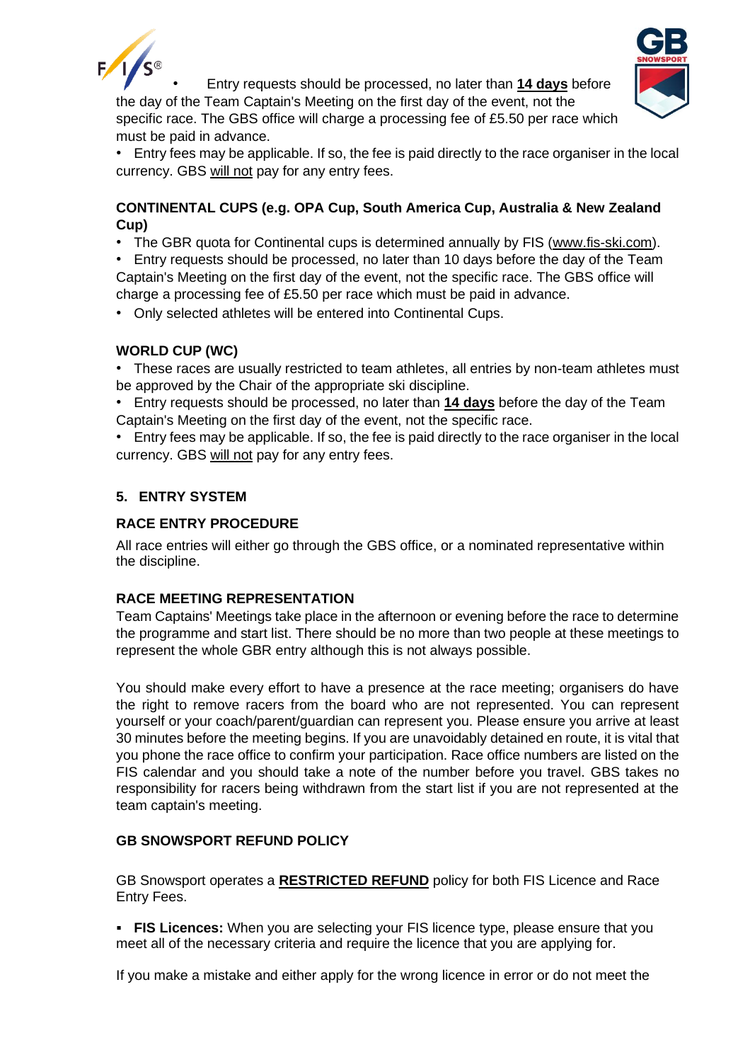- Entry requests should be processed, no later than **<u>14 days</u>** before the day of the Team Captain's Meeting on the first day of the event, not the specific race. The GBS office will charge a processing fee of £5.50 per race which must be paid in advance.
- Entry fees may be applicable. If so, the fee is paid directly to the race organiser in the local currency. GBS <u>will not</u> pay for any entry fees.

**CONTINENTAL CUPS (e.g. OPA Cup, South America Cup, Australia & New Zealand Cup)**

- The GBR quota for Continental cups is determined annually by FIS (<u>www.fis-ski.com</u>).
- Entry requests should be processed, no later than 10 days before the day of the Team Captain's Meeting on the first day of the event, not the specific race. The GBS office will charge a processing fee of £5.50 per race which must be paid in advance.
- Only selected athletes will be entered into Continental Cups.

**WORLD CUP (WC)**

- These races are usually restricted to team athletes, all entries by non-team athletes must be approved by the Chair of the appropriate ski discipline.
- Entry requests should be processed, no later than **<u>14 days</u>** before the day of the Team Captain's Meeting on the first day of the event, not the specific race.
- Entry fees may be applicable. If so, the fee is paid directly to the race organiser in the local currency. GBS <u>will not</u> pay for any entry fees.

## 5. ENTRY SYSTEM

**RACE ENTRY PROCEDURE**

All race entries will either go through the GBS office, or a nominated representative within the discipline.

**RACE MEETING REPRESENTATION**

Team Captains' Meetings take place in the afternoon or evening before the race to determine the programme and start list. There should be no more than two people at these meetings to represent the whole GBR entry although this is not always possible.

You should make every effort to have a presence at the race meeting; organisers do have the right to remove racers from the board who are not represented. You can represent yourself or your coach/parent/guardian can represent you. Please ensure you arrive at least 30 minutes before the meeting begins. If you are unavoidably detained en route, it is vital that you phone the race office to confirm your participation. Race office numbers are listed on the FIS calendar and you should take a note of the number before you travel. GBS takes no responsibility for racers being withdrawn from the start list if you are not represented at the team captain's meeting.

**GB SNOWSPORT REFUND POLICY**

GB Snowsport operates a **<u>RESTRICTED REFUND</u>** policy for both FIS Licence and Race Entry Fees.

- **FIS Licences:** When you are selecting your FIS licence type, please ensure that you meet all of the necessary criteria and require the licence that you are applying for.

If you make a mistake and either apply for the wrong licence in error or do not meet the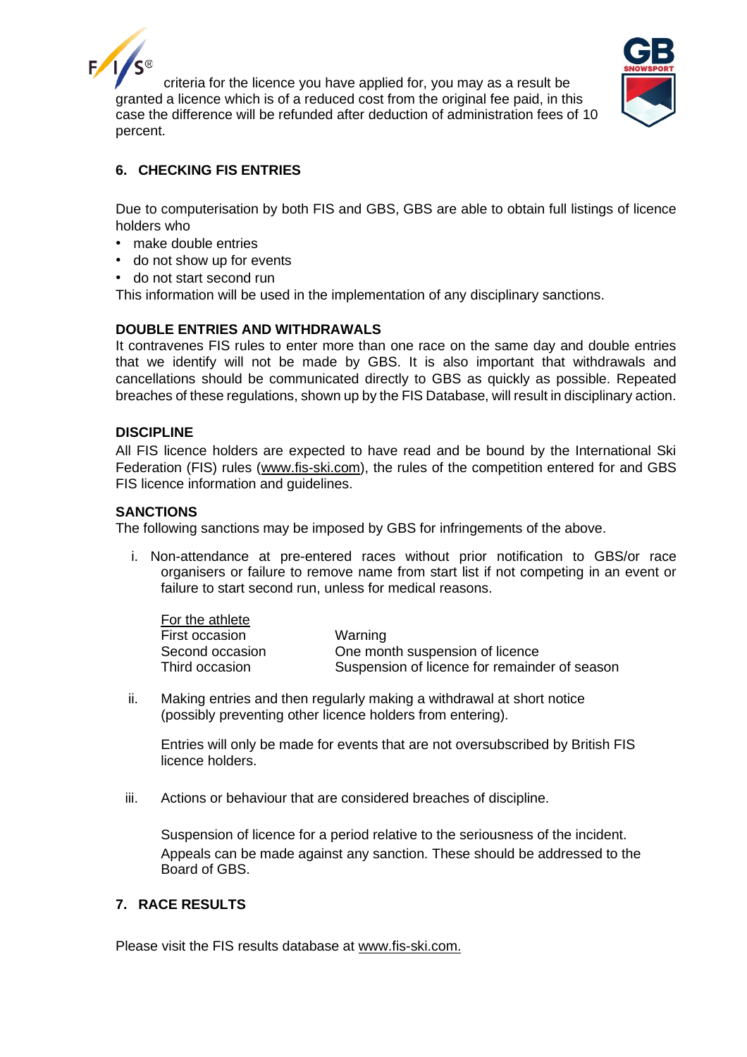criteria for the licence you have applied for, you may as a result be granted a licence which is of a reduced cost from the original fee paid, in this case the difference will be refunded after deduction of administration fees of 10 percent.

## 6. CHECKING FIS ENTRIES

Due to computerisation by both FIS and GBS, GBS are able to obtain full listings of licence holders who

- make double entries
- do not show up for events
- do not start second run

This information will be used in the implementation of any disciplinary sanctions.

### DOUBLE ENTRIES AND WITHDRAWALS

It contravenes FIS rules to enter more than one race on the same day and double entries that we identify will not be made by GBS. It is also important that withdrawals and cancellations should be communicated directly to GBS as quickly as possible. Repeated breaches of these regulations, shown up by the FIS Database, will result in disciplinary action.

### DISCIPLINE

All FIS licence holders are expected to have read and be bound by the International Ski Federation (FIS) rules (www.fis-ski.com), the rules of the competition entered for and GBS FIS licence information and guidelines.

### SANCTIONS

The following sanctions may be imposed by GBS for infringements of the above.

i. Non-attendance at pre-entered races without prior notification to GBS/or race organisers or failure to remove name from start list if not competing in an event or failure to start second run, unless for medical reasons.

| For the athlete | |
|---|---|
| First occasion | Warning |
| Second occasion | One month suspension of licence |
| Third occasion | Suspension of licence for remainder of season |

ii. Making entries and then regularly making a withdrawal at short notice (possibly preventing other licence holders from entering).

Entries will only be made for events that are not oversubscribed by British FIS licence holders.

iii. Actions or behaviour that are considered breaches of discipline.

Suspension of licence for a period relative to the seriousness of the incident.

Appeals can be made against any sanction. These should be addressed to the Board of GBS.

## 7. RACE RESULTS

Please visit the FIS results database at www.fis-ski.com.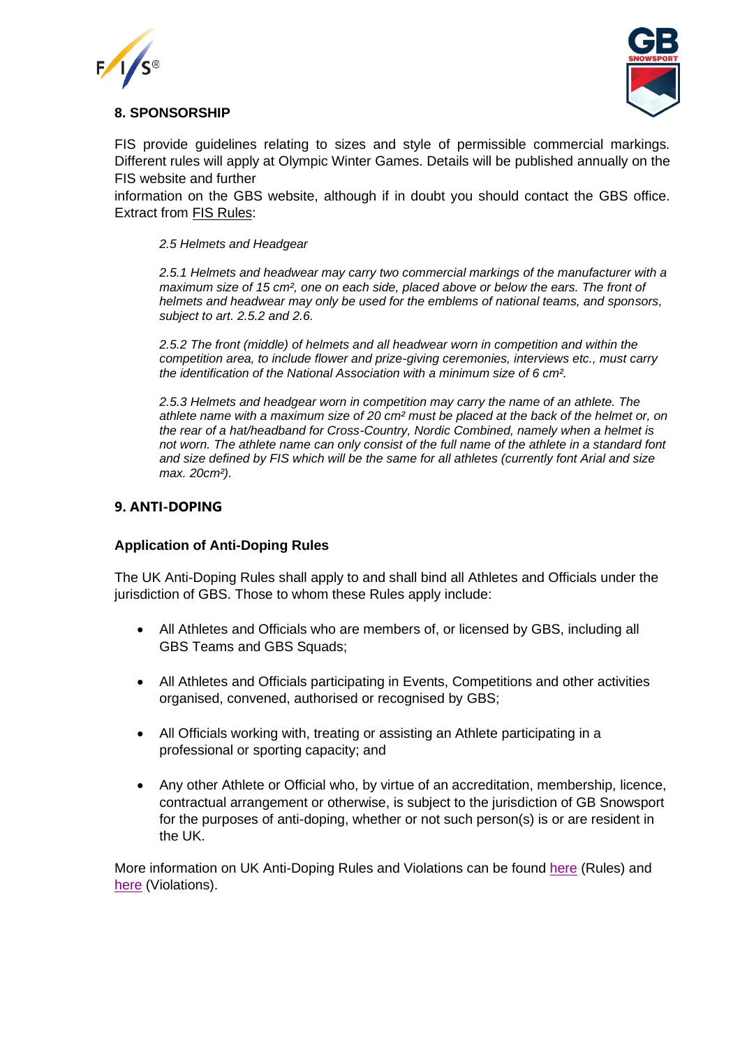## 8. SPONSORSHIP

FIS provide guidelines relating to sizes and style of permissible commercial markings. Different rules will apply at Olympic Winter Games. Details will be published annually on the FIS website and further information on the GBS website, although if in doubt you should contact the GBS office. Extract from FIS Rules:

*2.5 Helmets and Headgear*

*2.5.1 Helmets and headwear may carry two commercial markings of the manufacturer with a maximum size of 15 cm², one on each side, placed above or below the ears. The front of helmets and headwear may only be used for the emblems of national teams, and sponsors, subject to art. 2.5.2 and 2.6.*

*2.5.2 The front (middle) of helmets and all headwear worn in competition and within the competition area, to include flower and prize-giving ceremonies, interviews etc., must carry the identification of the National Association with a minimum size of 6 cm².*

*2.5.3 Helmets and headgear worn in competition may carry the name of an athlete. The athlete name with a maximum size of 20 cm² must be placed at the back of the helmet or, on the rear of a hat/headband for Cross-Country, Nordic Combined, namely when a helmet is not worn. The athlete name can only consist of the full name of the athlete in a standard font and size defined by FIS which will be the same for all athletes (currently font Arial and size max. 20cm²).*

## 9. ANTI-DOPING

### Application of Anti-Doping Rules

The UK Anti-Doping Rules shall apply to and shall bind all Athletes and Officials under the jurisdiction of GBS. Those to whom these Rules apply include:

- All Athletes and Officials who are members of, or licensed by GBS, including all GBS Teams and GBS Squads;
- All Athletes and Officials participating in Events, Competitions and other activities organised, convened, authorised or recognised by GBS;
- All Officials working with, treating or assisting an Athlete participating in a professional or sporting capacity; and
- Any other Athlete or Official who, by virtue of an accreditation, membership, licence, contractual arrangement or otherwise, is subject to the jurisdiction of GB Snowsport for the purposes of anti-doping, whether or not such person(s) is or are resident in the UK.

More information on UK Anti-Doping Rules and Violations can be found here (Rules) and here (Violations).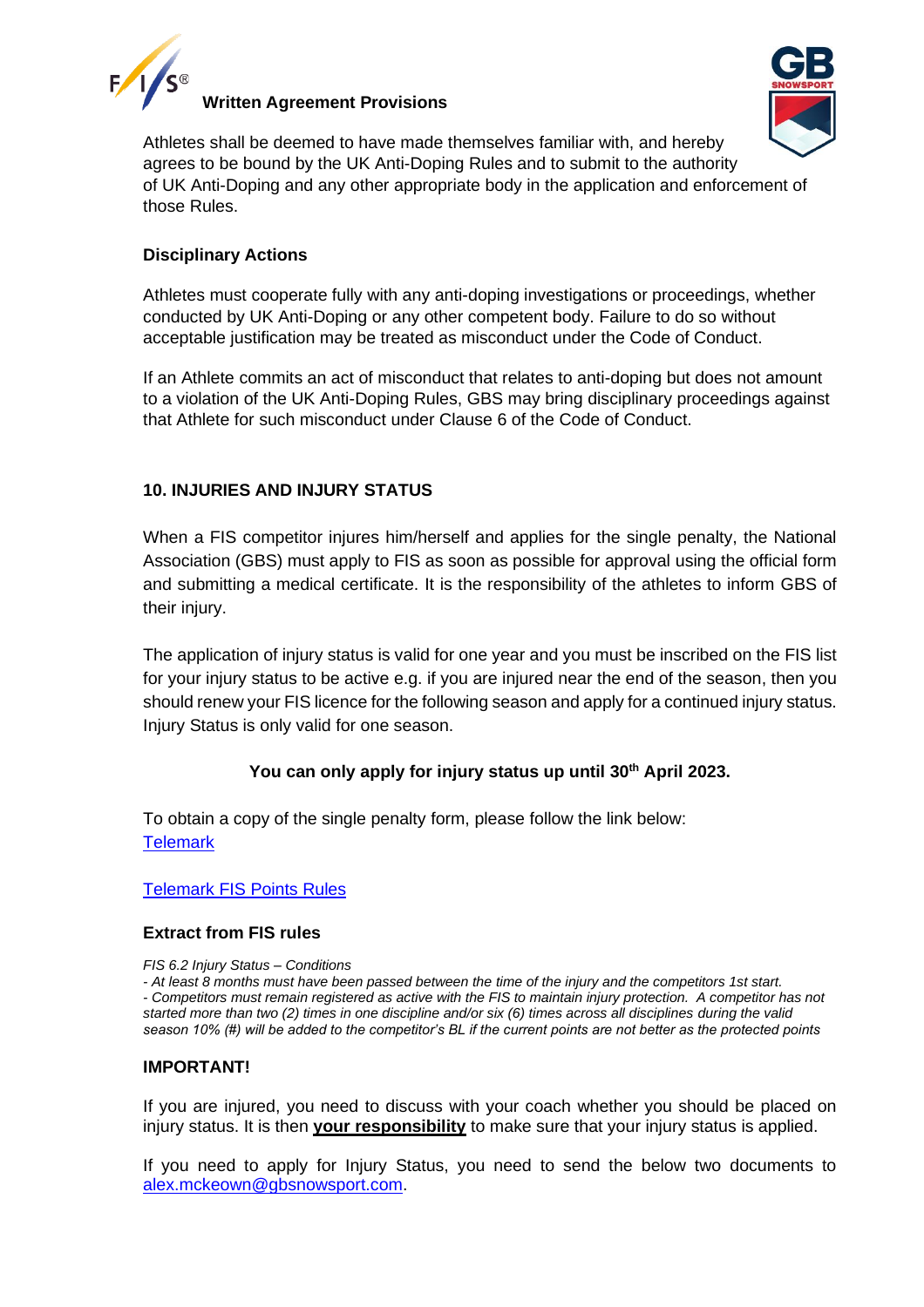**Written Agreement Provisions**

Athletes shall be deemed to have made themselves familiar with, and hereby agrees to be bound by the UK Anti-Doping Rules and to submit to the authority of UK Anti-Doping and any other appropriate body in the application and enforcement of those Rules.

**Disciplinary Actions**

Athletes must cooperate fully with any anti-doping investigations or proceedings, whether conducted by UK Anti-Doping or any other competent body. Failure to do so without acceptable justification may be treated as misconduct under the Code of Conduct.

If an Athlete commits an act of misconduct that relates to anti-doping but does not amount to a violation of the UK Anti-Doping Rules, GBS may bring disciplinary proceedings against that Athlete for such misconduct under Clause 6 of the Code of Conduct.

## 10. INJURIES AND INJURY STATUS

When a FIS competitor injures him/herself and applies for the single penalty, the National Association (GBS) must apply to FIS as soon as possible for approval using the official form and submitting a medical certificate. It is the responsibility of the athletes to inform GBS of their injury.

The application of injury status is valid for one year and you must be inscribed on the FIS list for your injury status to be active e.g. if you are injured near the end of the season, then you should renew your FIS licence for the following season and apply for a continued injury status. Injury Status is only valid for one season.

**You can only apply for injury status up until 30th April 2023.**

To obtain a copy of the single penalty form, please follow the link below:
Telemark

Telemark FIS Points Rules

**Extract from FIS rules**

*FIS 6.2 Injury Status – Conditions*
*- At least 8 months must have been passed between the time of the injury and the competitors 1st start.*
*- Competitors must remain registered as active with the FIS to maintain injury protection. A competitor has not started more than two (2) times in one discipline and/or six (6) times across all disciplines during the valid season 10% (#) will be added to the competitor's BL if the current points are not better as the protected points*

**IMPORTANT!**

If you are injured, you need to discuss with your coach whether you should be placed on injury status. It is then **your responsibility** to make sure that your injury status is applied.

If you need to apply for Injury Status, you need to send the below two documents to alex.mckeown@gbsnowsport.com.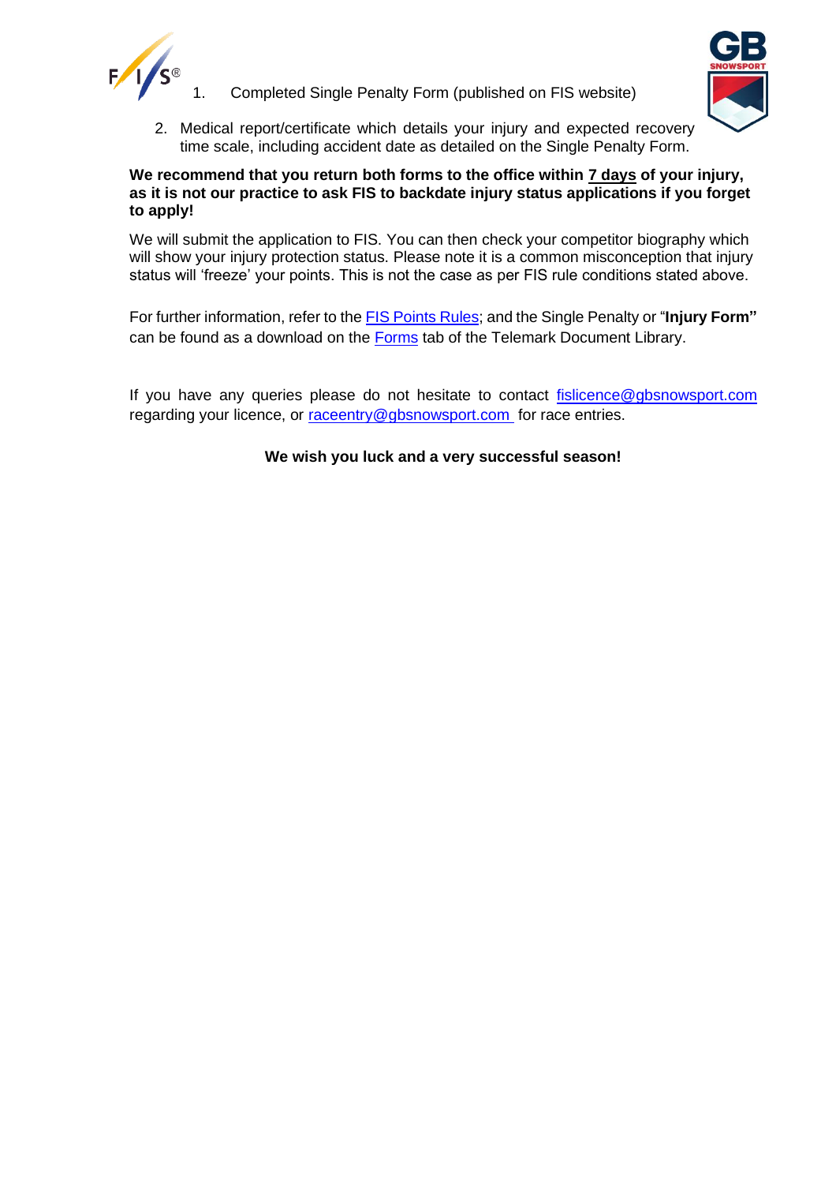1. Completed Single Penalty Form (published on FIS website)
2. Medical report/certificate which details your injury and expected recovery time scale, including accident date as detailed on the Single Penalty Form.

**We recommend that you return both forms to the office within 7 days of your injury, as it is not our practice to ask FIS to backdate injury status applications if you forget to apply!**

We will submit the application to FIS. You can then check your competitor biography which will show your injury protection status. Please note it is a common misconception that injury status will 'freeze' your points. This is not the case as per FIS rule conditions stated above.

For further information, refer to the FIS Points Rules; and the Single Penalty or "**Injury Form"** can be found as a download on the Forms tab of the Telemark Document Library.

If you have any queries please do not hesitate to contact fislicence@gbsnowsport.com regarding your licence, or raceentry@gbsnowsport.com for race entries.

**We wish you luck and a very successful season!**